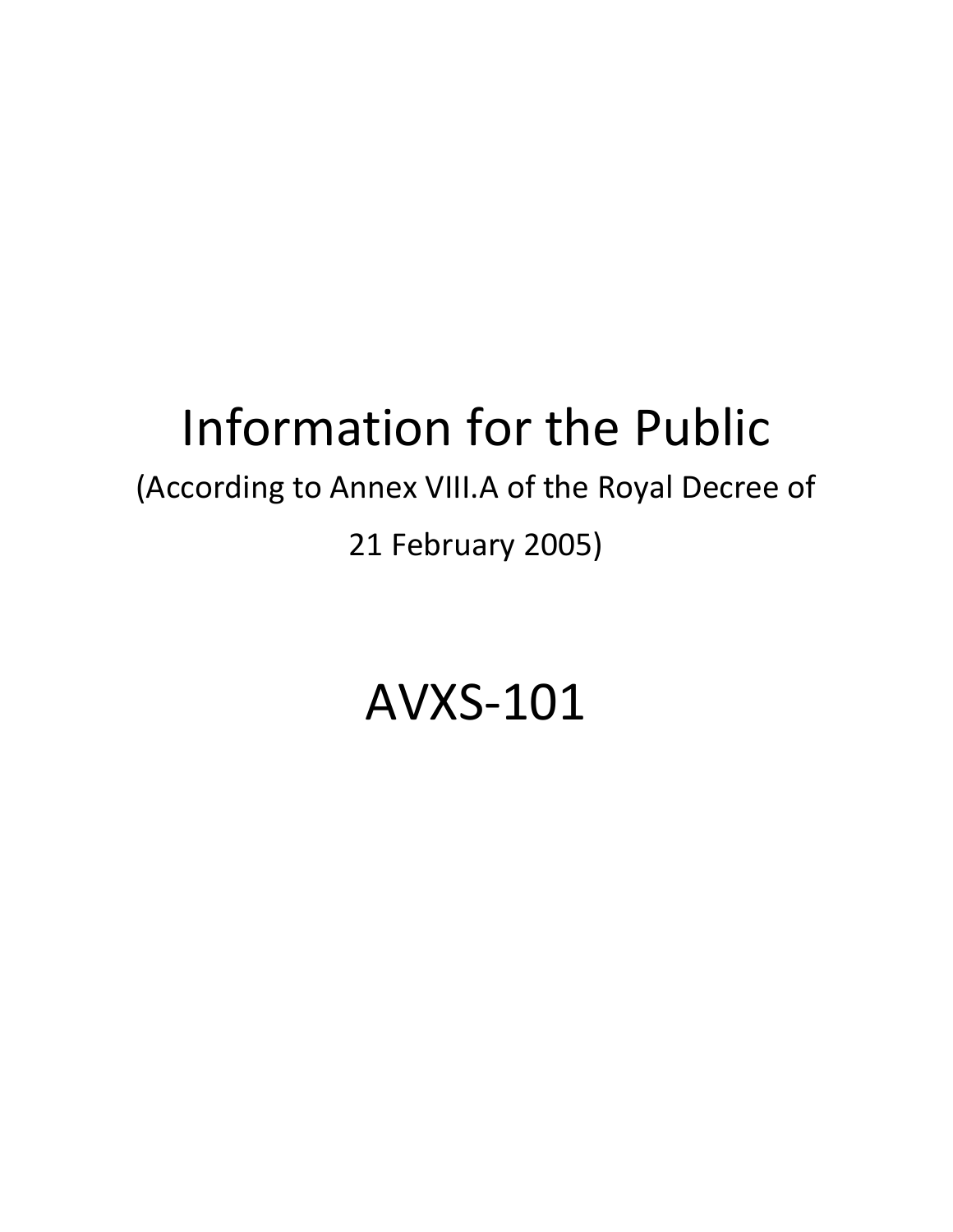# Information for the Public

(According to Annex VIII.A of the Royal Decree of 21 February 2005)

# AVXS-101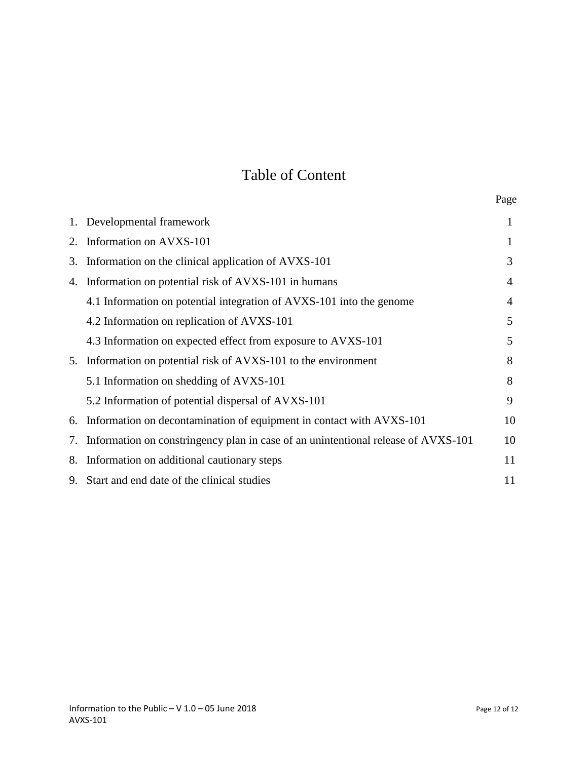# Table of Content

| | Page |
|---|---|
| 1. Developmental framework | 1 |
| 2. Information on AVXS-101 | 1 |
| 3. Information on the clinical application of AVXS-101 | 3 |
| 4. Information on potential risk of AVXS-101 in humans | 4 |
| 4.1 Information on potential integration of AVXS-101 into the genome | 4 |
| 4.2 Information on replication of AVXS-101 | 5 |
| 4.3 Information on expected effect from exposure to AVXS-101 | 5 |
| 5. Information on potential risk of AVXS-101 to the environment | 8 |
| 5.1 Information on shedding of AVXS-101 | 8 |
| 5.2 Information of potential dispersal of AVXS-101 | 9 |
| 6. Information on decontamination of equipment in contact with AVXS-101 | 10 |
| 7. Information on constringency plan in case of an unintentional release of AVXS-101 | 10 |
| 8. Information on additional cautionary steps | 11 |
| 9. Start and end date of the clinical studies | 11 |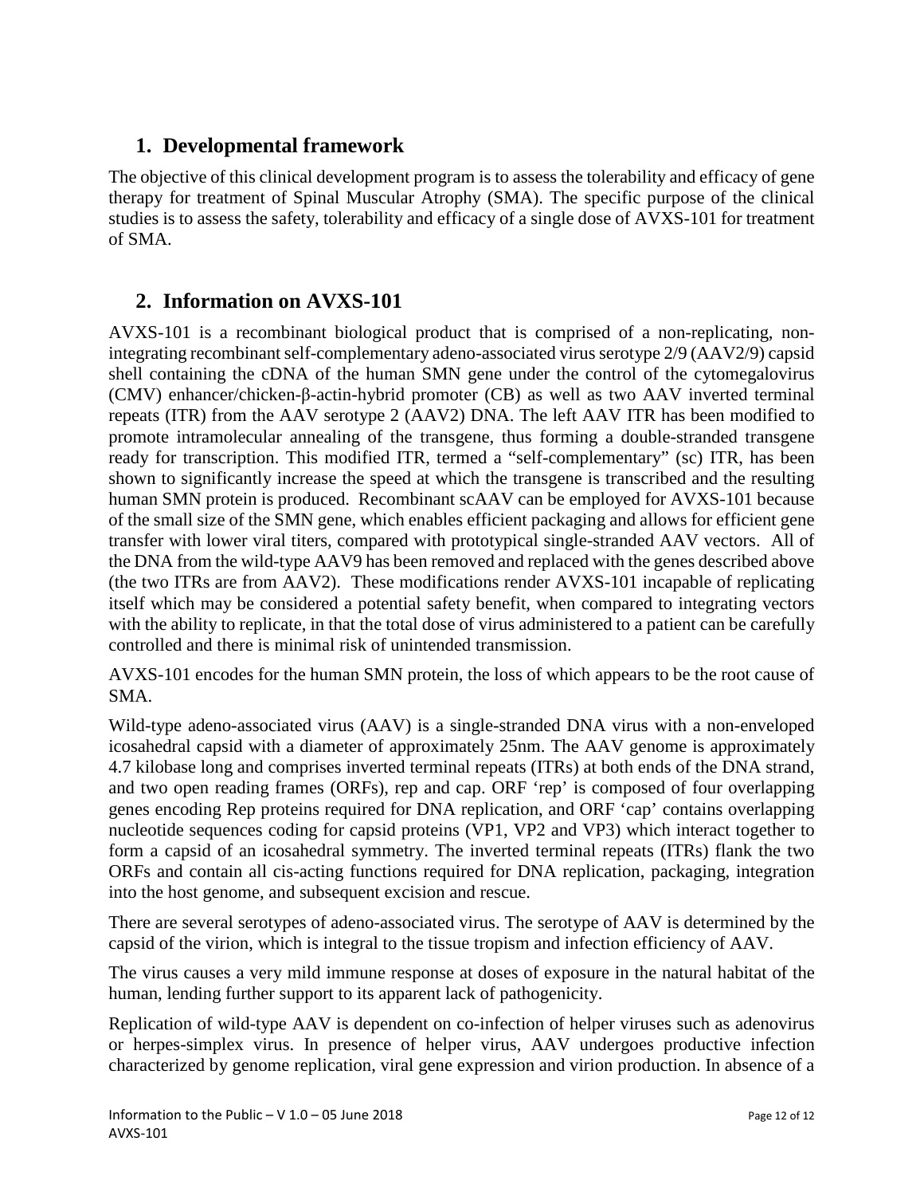## 1. Developmental framework

The objective of this clinical development program is to assess the tolerability and efficacy of gene therapy for treatment of Spinal Muscular Atrophy (SMA). The specific purpose of the clinical studies is to assess the safety, tolerability and efficacy of a single dose of AVXS-101 for treatment of SMA.

## 2. Information on AVXS-101

AVXS-101 is a recombinant biological product that is comprised of a non-replicating, non-integrating recombinant self-complementary adeno-associated virus serotype 2/9 (AAV2/9) capsid shell containing the cDNA of the human SMN gene under the control of the cytomegalovirus (CMV) enhancer/chicken-β-actin-hybrid promoter (CB) as well as two AAV inverted terminal repeats (ITR) from the AAV serotype 2 (AAV2) DNA. The left AAV ITR has been modified to promote intramolecular annealing of the transgene, thus forming a double-stranded transgene ready for transcription. This modified ITR, termed a "self-complementary" (sc) ITR, has been shown to significantly increase the speed at which the transgene is transcribed and the resulting human SMN protein is produced. Recombinant scAAV can be employed for AVXS-101 because of the small size of the SMN gene, which enables efficient packaging and allows for efficient gene transfer with lower viral titers, compared with prototypical single-stranded AAV vectors. All of the DNA from the wild-type AAV9 has been removed and replaced with the genes described above (the two ITRs are from AAV2). These modifications render AVXS-101 incapable of replicating itself which may be considered a potential safety benefit, when compared to integrating vectors with the ability to replicate, in that the total dose of virus administered to a patient can be carefully controlled and there is minimal risk of unintended transmission.

AVXS-101 encodes for the human SMN protein, the loss of which appears to be the root cause of SMA.

Wild-type adeno-associated virus (AAV) is a single-stranded DNA virus with a non-enveloped icosahedral capsid with a diameter of approximately 25nm. The AAV genome is approximately 4.7 kilobase long and comprises inverted terminal repeats (ITRs) at both ends of the DNA strand, and two open reading frames (ORFs), rep and cap. ORF 'rep' is composed of four overlapping genes encoding Rep proteins required for DNA replication, and ORF 'cap' contains overlapping nucleotide sequences coding for capsid proteins (VP1, VP2 and VP3) which interact together to form a capsid of an icosahedral symmetry. The inverted terminal repeats (ITRs) flank the two ORFs and contain all cis-acting functions required for DNA replication, packaging, integration into the host genome, and subsequent excision and rescue.

There are several serotypes of adeno-associated virus. The serotype of AAV is determined by the capsid of the virion, which is integral to the tissue tropism and infection efficiency of AAV.

The virus causes a very mild immune response at doses of exposure in the natural habitat of the human, lending further support to its apparent lack of pathogenicity.

Replication of wild-type AAV is dependent on co-infection of helper viruses such as adenovirus or herpes-simplex virus. In presence of helper virus, AAV undergoes productive infection characterized by genome replication, viral gene expression and virion production. In absence of a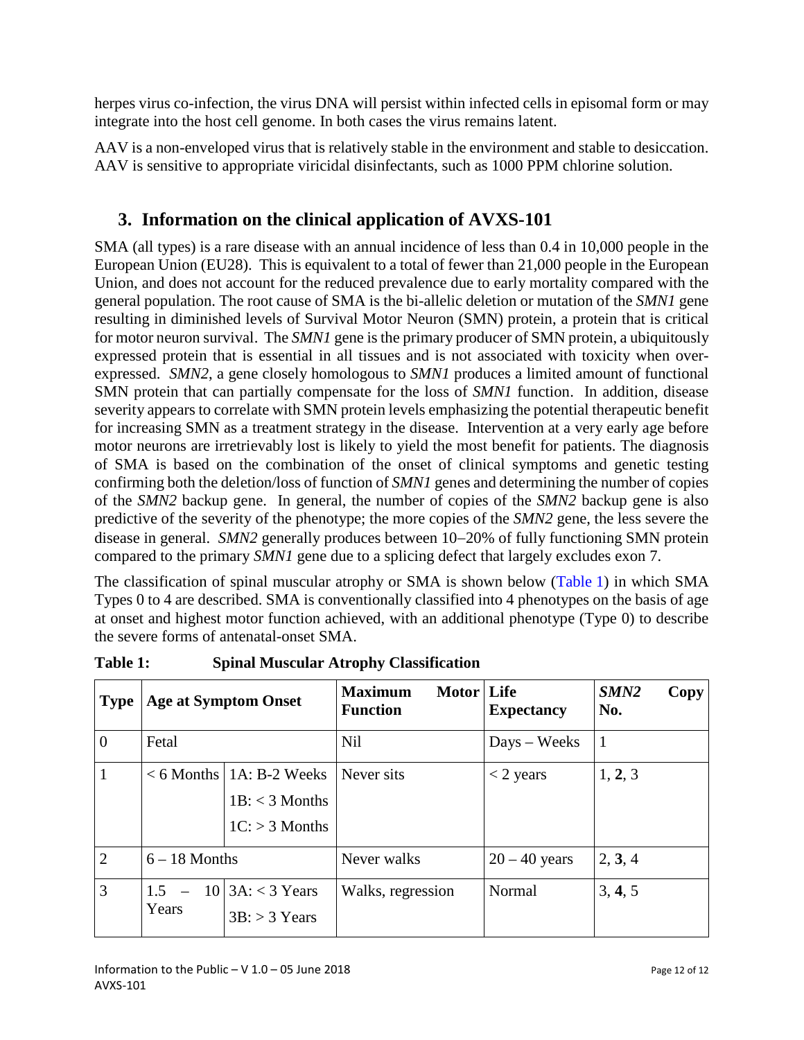herpes virus co-infection, the virus DNA will persist within infected cells in episomal form or may integrate into the host cell genome. In both cases the virus remains latent.

AAV is a non-enveloped virus that is relatively stable in the environment and stable to desiccation. AAV is sensitive to appropriate viricidal disinfectants, such as 1000 PPM chlorine solution.

## 3. Information on the clinical application of AVXS-101

SMA (all types) is a rare disease with an annual incidence of less than 0.4 in 10,000 people in the European Union (EU28). This is equivalent to a total of fewer than 21,000 people in the European Union, and does not account for the reduced prevalence due to early mortality compared with the general population. The root cause of SMA is the bi-allelic deletion or mutation of the *SMN1* gene resulting in diminished levels of Survival Motor Neuron (SMN) protein, a protein that is critical for motor neuron survival. The *SMN1* gene is the primary producer of SMN protein, a ubiquitously expressed protein that is essential in all tissues and is not associated with toxicity when over-expressed. *SMN2*, a gene closely homologous to *SMN1* produces a limited amount of functional SMN protein that can partially compensate for the loss of *SMN1* function. In addition, disease severity appears to correlate with SMN protein levels emphasizing the potential therapeutic benefit for increasing SMN as a treatment strategy in the disease. Intervention at a very early age before motor neurons are irretrievably lost is likely to yield the most benefit for patients. The diagnosis of SMA is based on the combination of the onset of clinical symptoms and genetic testing confirming both the deletion/loss of function of *SMN1* genes and determining the number of copies of the *SMN2* backup gene. In general, the number of copies of the *SMN2* backup gene is also predictive of the severity of the phenotype; the more copies of the *SMN2* gene, the less severe the disease in general. *SMN2* generally produces between 10–20% of fully functioning SMN protein compared to the primary *SMN1* gene due to a splicing defect that largely excludes exon 7.

The classification of spinal muscular atrophy or SMA is shown below (Table 1) in which SMA Types 0 to 4 are described. SMA is conventionally classified into 4 phenotypes on the basis of age at onset and highest motor function achieved, with an additional phenotype (Type 0) to describe the severe forms of antenatal-onset SMA.

**Table 1: Spinal Muscular Atrophy Classification**

| Type | Age at Symptom Onset | | Maximum Motor Function | Life Expectancy | *SMN2* Copy No. |
|---|---|---|---|---|---|
| 0 | Fetal | | Nil | Days – Weeks | 1 |
| 1 | < 6 Months | 1A: B-2 Weeks<br>1B: < 3 Months<br>1C: > 3 Months | Never sits | < 2 years | 1, **2**, 3 |
| 2 | 6 – 18 Months | | Never walks | 20 – 40 years | 2, **3**, 4 |
| 3 | 1.5 – 10 Years | 3A: < 3 Years<br>3B: > 3 Years | Walks, regression | Normal | 3, **4**, 5 |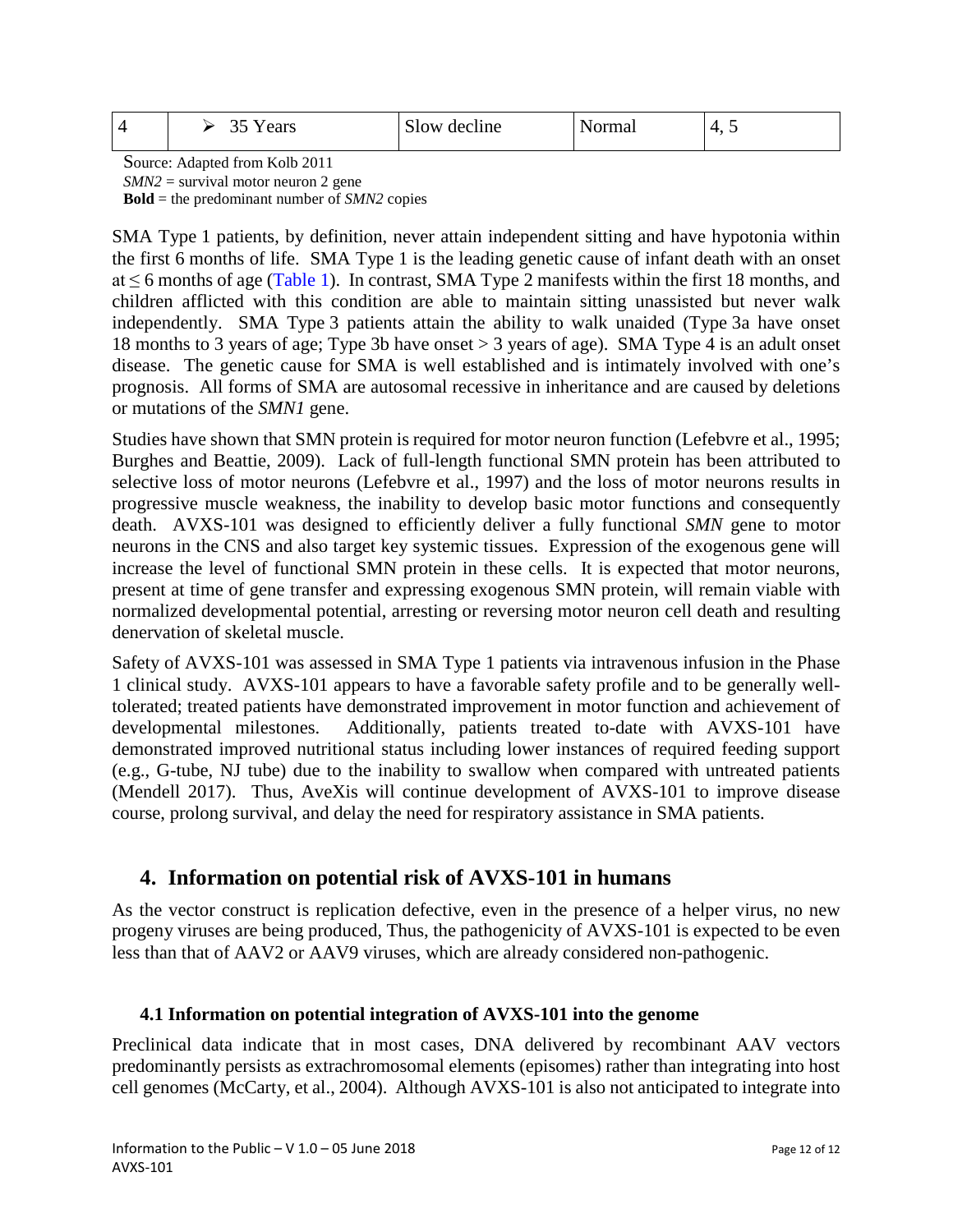| 4 | ➢ 35 Years | Slow decline | Normal | 4, 5 |
|---|---|---|---|---|

Source: Adapted from Kolb 2011
*SMN2* = survival motor neuron 2 gene
**Bold** = the predominant number of *SMN2* copies

SMA Type 1 patients, by definition, never attain independent sitting and have hypotonia within the first 6 months of life. SMA Type 1 is the leading genetic cause of infant death with an onset at ≤ 6 months of age (Table 1). In contrast, SMA Type 2 manifests within the first 18 months, and children afflicted with this condition are able to maintain sitting unassisted but never walk independently. SMA Type 3 patients attain the ability to walk unaided (Type 3a have onset 18 months to 3 years of age; Type 3b have onset > 3 years of age). SMA Type 4 is an adult onset disease. The genetic cause for SMA is well established and is intimately involved with one's prognosis. All forms of SMA are autosomal recessive in inheritance and are caused by deletions or mutations of the *SMN1* gene.

Studies have shown that SMN protein is required for motor neuron function (Lefebvre et al., 1995; Burghes and Beattie, 2009). Lack of full-length functional SMN protein has been attributed to selective loss of motor neurons (Lefebvre et al., 1997) and the loss of motor neurons results in progressive muscle weakness, the inability to develop basic motor functions and consequently death. AVXS-101 was designed to efficiently deliver a fully functional *SMN* gene to motor neurons in the CNS and also target key systemic tissues. Expression of the exogenous gene will increase the level of functional SMN protein in these cells. It is expected that motor neurons, present at time of gene transfer and expressing exogenous SMN protein, will remain viable with normalized developmental potential, arresting or reversing motor neuron cell death and resulting denervation of skeletal muscle.

Safety of AVXS-101 was assessed in SMA Type 1 patients via intravenous infusion in the Phase 1 clinical study. AVXS-101 appears to have a favorable safety profile and to be generally well-tolerated; treated patients have demonstrated improvement in motor function and achievement of developmental milestones. Additionally, patients treated to-date with AVXS-101 have demonstrated improved nutritional status including lower instances of required feeding support (e.g., G-tube, NJ tube) due to the inability to swallow when compared with untreated patients (Mendell 2017). Thus, AveXis will continue development of AVXS-101 to improve disease course, prolong survival, and delay the need for respiratory assistance in SMA patients.

## 4. Information on potential risk of AVXS-101 in humans

As the vector construct is replication defective, even in the presence of a helper virus, no new progeny viruses are being produced, Thus, the pathogenicity of AVXS-101 is expected to be even less than that of AAV2 or AAV9 viruses, which are already considered non-pathogenic.

### 4.1 Information on potential integration of AVXS-101 into the genome

Preclinical data indicate that in most cases, DNA delivered by recombinant AAV vectors predominantly persists as extrachromosomal elements (episomes) rather than integrating into host cell genomes (McCarty, et al., 2004). Although AVXS-101 is also not anticipated to integrate into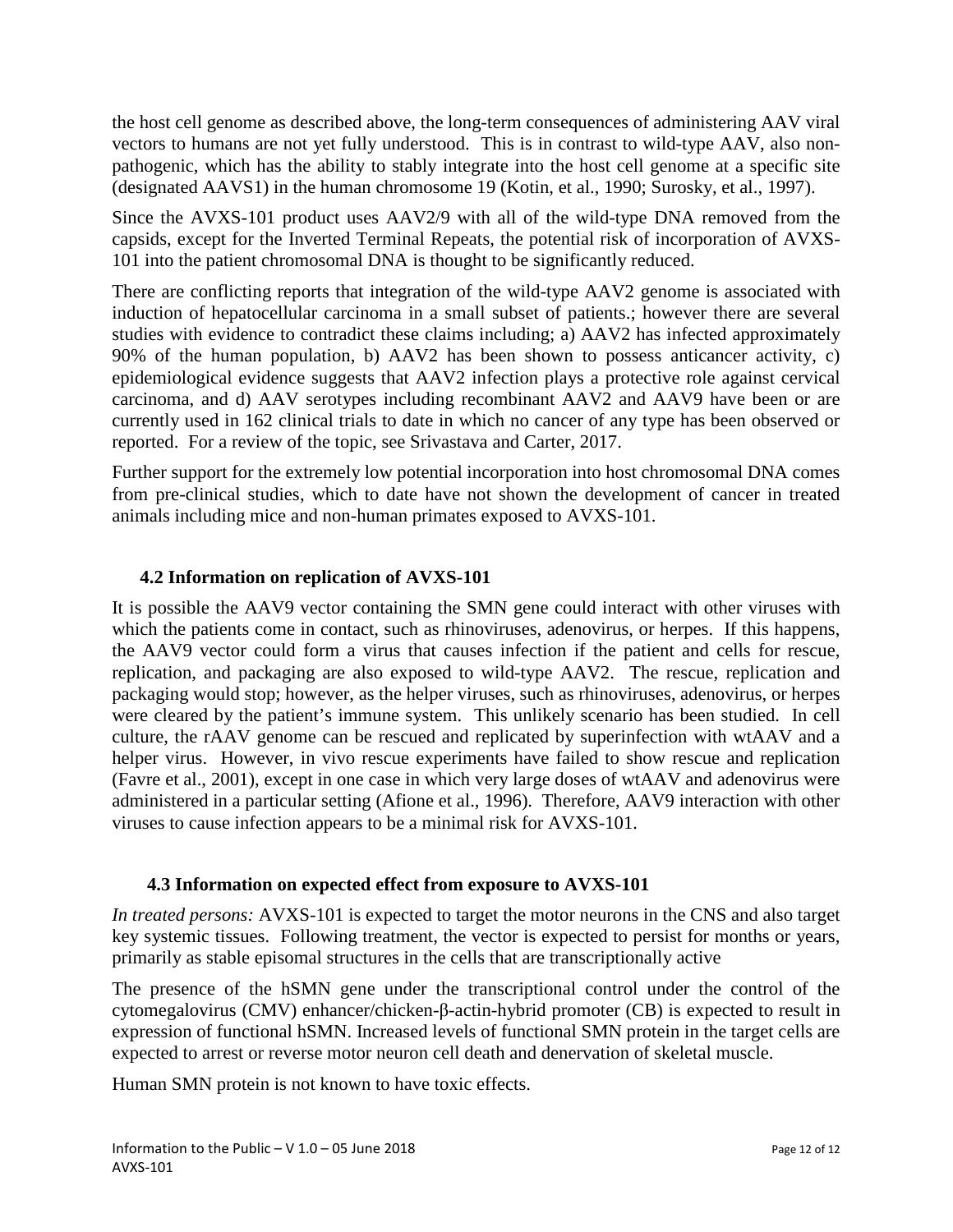the host cell genome as described above, the long-term consequences of administering AAV viral vectors to humans are not yet fully understood. This is in contrast to wild-type AAV, also non-pathogenic, which has the ability to stably integrate into the host cell genome at a specific site (designated AAVS1) in the human chromosome 19 (Kotin, et al., 1990; Surosky, et al., 1997).

Since the AVXS-101 product uses AAV2/9 with all of the wild-type DNA removed from the capsids, except for the Inverted Terminal Repeats, the potential risk of incorporation of AVXS-101 into the patient chromosomal DNA is thought to be significantly reduced.

There are conflicting reports that integration of the wild-type AAV2 genome is associated with induction of hepatocellular carcinoma in a small subset of patients.; however there are several studies with evidence to contradict these claims including; a) AAV2 has infected approximately 90% of the human population, b) AAV2 has been shown to possess anticancer activity, c) epidemiological evidence suggests that AAV2 infection plays a protective role against cervical carcinoma, and d) AAV serotypes including recombinant AAV2 and AAV9 have been or are currently used in 162 clinical trials to date in which no cancer of any type has been observed or reported. For a review of the topic, see Srivastava and Carter, 2017.

Further support for the extremely low potential incorporation into host chromosomal DNA comes from pre-clinical studies, which to date have not shown the development of cancer in treated animals including mice and non-human primates exposed to AVXS-101.

### 4.2 Information on replication of AVXS-101

It is possible the AAV9 vector containing the SMN gene could interact with other viruses with which the patients come in contact, such as rhinoviruses, adenovirus, or herpes. If this happens, the AAV9 vector could form a virus that causes infection if the patient and cells for rescue, replication, and packaging are also exposed to wild-type AAV2. The rescue, replication and packaging would stop; however, as the helper viruses, such as rhinoviruses, adenovirus, or herpes were cleared by the patient's immune system. This unlikely scenario has been studied. In cell culture, the rAAV genome can be rescued and replicated by superinfection with wtAAV and a helper virus. However, in vivo rescue experiments have failed to show rescue and replication (Favre et al., 2001), except in one case in which very large doses of wtAAV and adenovirus were administered in a particular setting (Afione et al., 1996). Therefore, AAV9 interaction with other viruses to cause infection appears to be a minimal risk for AVXS-101.

### 4.3 Information on expected effect from exposure to AVXS-101

*In treated persons:* AVXS-101 is expected to target the motor neurons in the CNS and also target key systemic tissues. Following treatment, the vector is expected to persist for months or years, primarily as stable episomal structures in the cells that are transcriptionally active

The presence of the hSMN gene under the transcriptional control under the control of the cytomegalovirus (CMV) enhancer/chicken-β-actin-hybrid promoter (CB) is expected to result in expression of functional hSMN. Increased levels of functional SMN protein in the target cells are expected to arrest or reverse motor neuron cell death and denervation of skeletal muscle.

Human SMN protein is not known to have toxic effects.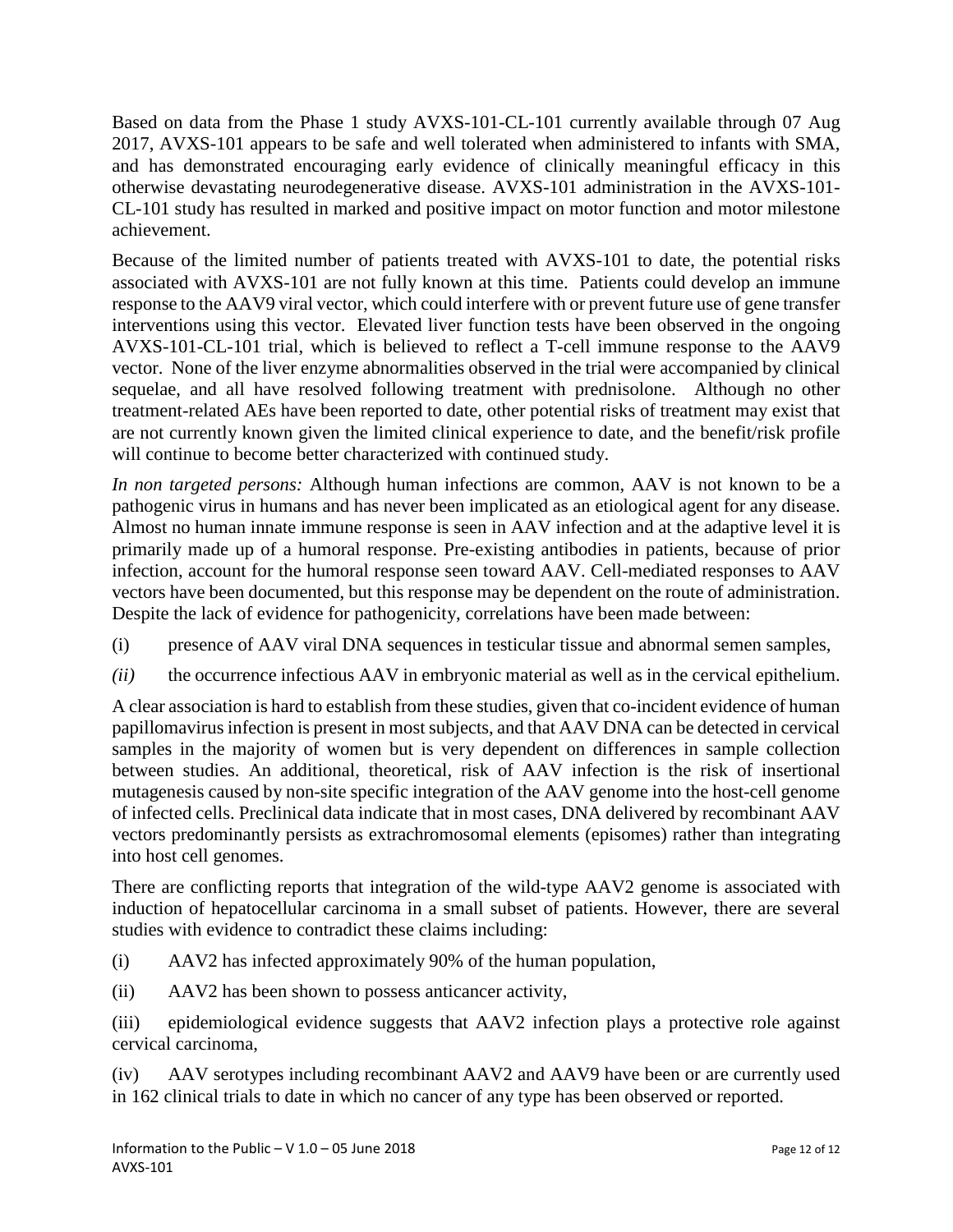Based on data from the Phase 1 study AVXS-101-CL-101 currently available through 07 Aug 2017, AVXS-101 appears to be safe and well tolerated when administered to infants with SMA, and has demonstrated encouraging early evidence of clinically meaningful efficacy in this otherwise devastating neurodegenerative disease. AVXS-101 administration in the AVXS-101-CL-101 study has resulted in marked and positive impact on motor function and motor milestone achievement.

Because of the limited number of patients treated with AVXS-101 to date, the potential risks associated with AVXS-101 are not fully known at this time. Patients could develop an immune response to the AAV9 viral vector, which could interfere with or prevent future use of gene transfer interventions using this vector. Elevated liver function tests have been observed in the ongoing AVXS-101-CL-101 trial, which is believed to reflect a T-cell immune response to the AAV9 vector. None of the liver enzyme abnormalities observed in the trial were accompanied by clinical sequelae, and all have resolved following treatment with prednisolone. Although no other treatment-related AEs have been reported to date, other potential risks of treatment may exist that are not currently known given the limited clinical experience to date, and the benefit/risk profile will continue to become better characterized with continued study.

*In non targeted persons:* Although human infections are common, AAV is not known to be a pathogenic virus in humans and has never been implicated as an etiological agent for any disease. Almost no human innate immune response is seen in AAV infection and at the adaptive level it is primarily made up of a humoral response. Pre-existing antibodies in patients, because of prior infection, account for the humoral response seen toward AAV. Cell-mediated responses to AAV vectors have been documented, but this response may be dependent on the route of administration. Despite the lack of evidence for pathogenicity, correlations have been made between:

(i) presence of AAV viral DNA sequences in testicular tissue and abnormal semen samples,

*(ii)* the occurrence infectious AAV in embryonic material as well as in the cervical epithelium.

A clear association is hard to establish from these studies, given that co-incident evidence of human papillomavirus infection is present in most subjects, and that AAV DNA can be detected in cervical samples in the majority of women but is very dependent on differences in sample collection between studies. An additional, theoretical, risk of AAV infection is the risk of insertional mutagenesis caused by non-site specific integration of the AAV genome into the host-cell genome of infected cells. Preclinical data indicate that in most cases, DNA delivered by recombinant AAV vectors predominantly persists as extrachromosomal elements (episomes) rather than integrating into host cell genomes.

There are conflicting reports that integration of the wild-type AAV2 genome is associated with induction of hepatocellular carcinoma in a small subset of patients. However, there are several studies with evidence to contradict these claims including:

(i) AAV2 has infected approximately 90% of the human population,

(ii) AAV2 has been shown to possess anticancer activity,

(iii) epidemiological evidence suggests that AAV2 infection plays a protective role against cervical carcinoma,

(iv) AAV serotypes including recombinant AAV2 and AAV9 have been or are currently used in 162 clinical trials to date in which no cancer of any type has been observed or reported.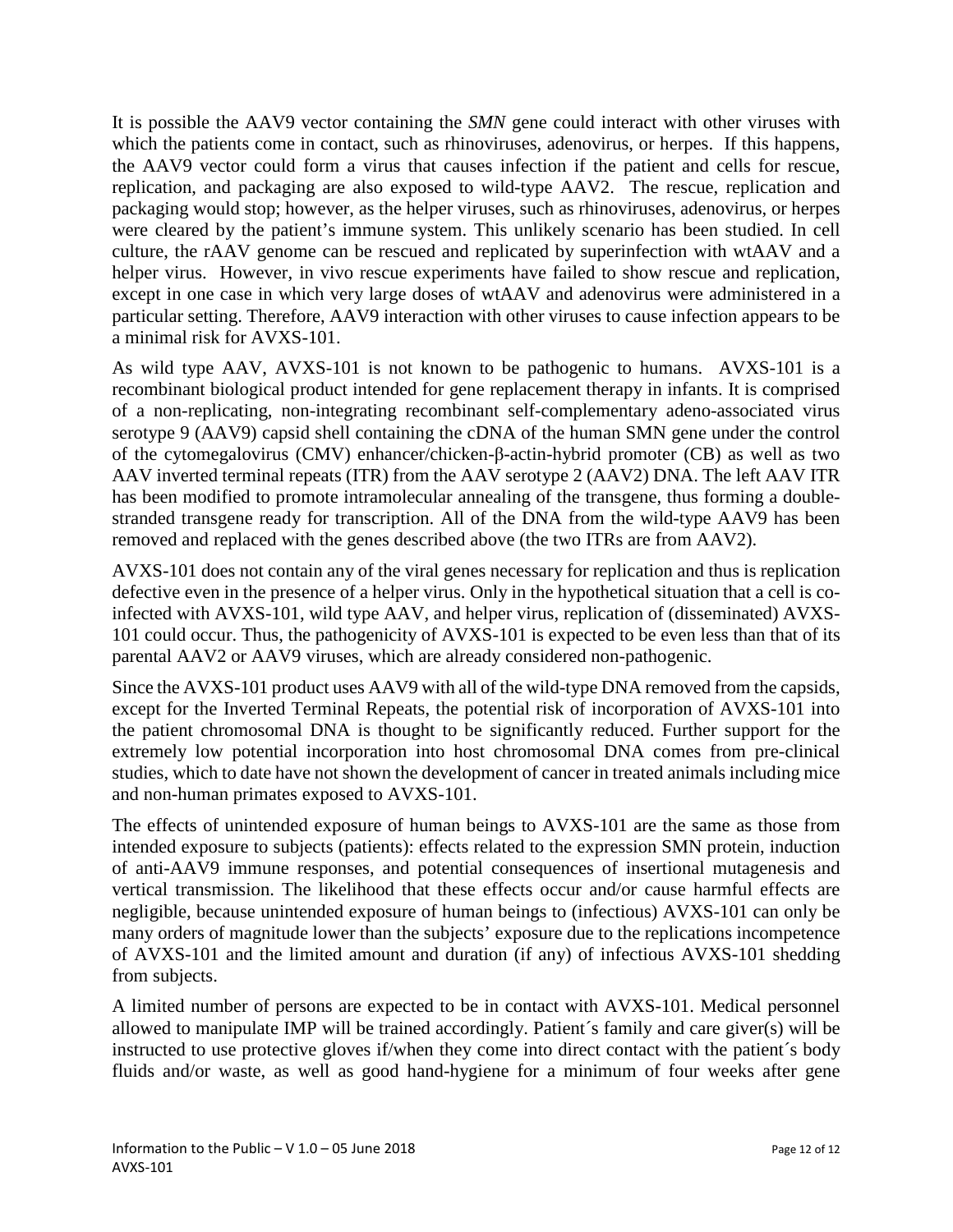It is possible the AAV9 vector containing the *SMN* gene could interact with other viruses with which the patients come in contact, such as rhinoviruses, adenovirus, or herpes. If this happens, the AAV9 vector could form a virus that causes infection if the patient and cells for rescue, replication, and packaging are also exposed to wild-type AAV2. The rescue, replication and packaging would stop; however, as the helper viruses, such as rhinoviruses, adenovirus, or herpes were cleared by the patient's immune system. This unlikely scenario has been studied. In cell culture, the rAAV genome can be rescued and replicated by superinfection with wtAAV and a helper virus. However, in vivo rescue experiments have failed to show rescue and replication, except in one case in which very large doses of wtAAV and adenovirus were administered in a particular setting. Therefore, AAV9 interaction with other viruses to cause infection appears to be a minimal risk for AVXS-101.

As wild type AAV, AVXS-101 is not known to be pathogenic to humans. AVXS-101 is a recombinant biological product intended for gene replacement therapy in infants. It is comprised of a non-replicating, non-integrating recombinant self-complementary adeno-associated virus serotype 9 (AAV9) capsid shell containing the cDNA of the human SMN gene under the control of the cytomegalovirus (CMV) enhancer/chicken-β-actin-hybrid promoter (CB) as well as two AAV inverted terminal repeats (ITR) from the AAV serotype 2 (AAV2) DNA. The left AAV ITR has been modified to promote intramolecular annealing of the transgene, thus forming a double-stranded transgene ready for transcription. All of the DNA from the wild-type AAV9 has been removed and replaced with the genes described above (the two ITRs are from AAV2).

AVXS-101 does not contain any of the viral genes necessary for replication and thus is replication defective even in the presence of a helper virus. Only in the hypothetical situation that a cell is co-infected with AVXS-101, wild type AAV, and helper virus, replication of (disseminated) AVXS-101 could occur. Thus, the pathogenicity of AVXS-101 is expected to be even less than that of its parental AAV2 or AAV9 viruses, which are already considered non-pathogenic.

Since the AVXS-101 product uses AAV9 with all of the wild-type DNA removed from the capsids, except for the Inverted Terminal Repeats, the potential risk of incorporation of AVXS-101 into the patient chromosomal DNA is thought to be significantly reduced. Further support for the extremely low potential incorporation into host chromosomal DNA comes from pre-clinical studies, which to date have not shown the development of cancer in treated animals including mice and non-human primates exposed to AVXS-101.

The effects of unintended exposure of human beings to AVXS-101 are the same as those from intended exposure to subjects (patients): effects related to the expression SMN protein, induction of anti-AAV9 immune responses, and potential consequences of insertional mutagenesis and vertical transmission. The likelihood that these effects occur and/or cause harmful effects are negligible, because unintended exposure of human beings to (infectious) AVXS-101 can only be many orders of magnitude lower than the subjects' exposure due to the replications incompetence of AVXS-101 and the limited amount and duration (if any) of infectious AVXS-101 shedding from subjects.

A limited number of persons are expected to be in contact with AVXS-101. Medical personnel allowed to manipulate IMP will be trained accordingly. Patient´s family and care giver(s) will be instructed to use protective gloves if/when they come into direct contact with the patient´s body fluids and/or waste, as well as good hand-hygiene for a minimum of four weeks after gene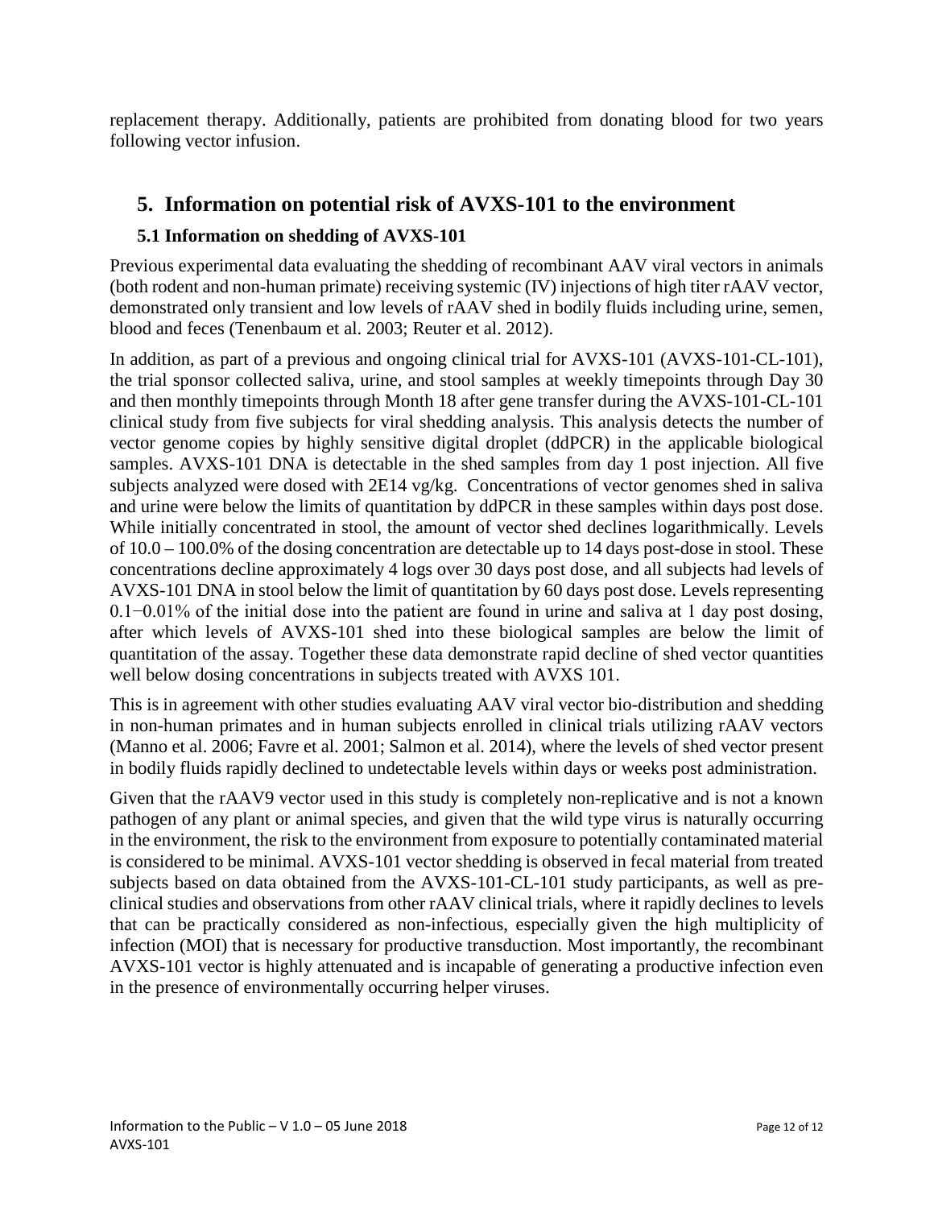replacement therapy. Additionally, patients are prohibited from donating blood for two years following vector infusion.

## 5. Information on potential risk of AVXS-101 to the environment

### 5.1 Information on shedding of AVXS-101

Previous experimental data evaluating the shedding of recombinant AAV viral vectors in animals (both rodent and non-human primate) receiving systemic (IV) injections of high titer rAAV vector, demonstrated only transient and low levels of rAAV shed in bodily fluids including urine, semen, blood and feces (Tenenbaum et al. 2003; Reuter et al. 2012).

In addition, as part of a previous and ongoing clinical trial for AVXS-101 (AVXS-101-CL-101), the trial sponsor collected saliva, urine, and stool samples at weekly timepoints through Day 30 and then monthly timepoints through Month 18 after gene transfer during the AVXS-101-CL-101 clinical study from five subjects for viral shedding analysis. This analysis detects the number of vector genome copies by highly sensitive digital droplet (ddPCR) in the applicable biological samples. AVXS-101 DNA is detectable in the shed samples from day 1 post injection. All five subjects analyzed were dosed with 2E14 vg/kg. Concentrations of vector genomes shed in saliva and urine were below the limits of quantitation by ddPCR in these samples within days post dose. While initially concentrated in stool, the amount of vector shed declines logarithmically. Levels of 10.0 – 100.0% of the dosing concentration are detectable up to 14 days post-dose in stool. These concentrations decline approximately 4 logs over 30 days post dose, and all subjects had levels of AVXS-101 DNA in stool below the limit of quantitation by 60 days post dose. Levels representing 0.1−0.01% of the initial dose into the patient are found in urine and saliva at 1 day post dosing, after which levels of AVXS-101 shed into these biological samples are below the limit of quantitation of the assay. Together these data demonstrate rapid decline of shed vector quantities well below dosing concentrations in subjects treated with AVXS 101.

This is in agreement with other studies evaluating AAV viral vector bio-distribution and shedding in non-human primates and in human subjects enrolled in clinical trials utilizing rAAV vectors (Manno et al. 2006; Favre et al. 2001; Salmon et al. 2014), where the levels of shed vector present in bodily fluids rapidly declined to undetectable levels within days or weeks post administration.

Given that the rAAV9 vector used in this study is completely non-replicative and is not a known pathogen of any plant or animal species, and given that the wild type virus is naturally occurring in the environment, the risk to the environment from exposure to potentially contaminated material is considered to be minimal. AVXS-101 vector shedding is observed in fecal material from treated subjects based on data obtained from the AVXS-101-CL-101 study participants, as well as pre-clinical studies and observations from other rAAV clinical trials, where it rapidly declines to levels that can be practically considered as non-infectious, especially given the high multiplicity of infection (MOI) that is necessary for productive transduction. Most importantly, the recombinant AVXS-101 vector is highly attenuated and is incapable of generating a productive infection even in the presence of environmentally occurring helper viruses.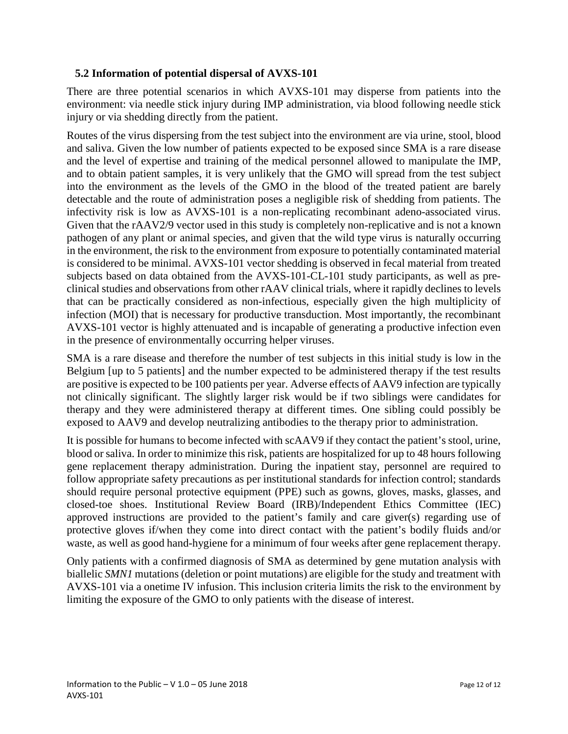### 5.2 Information of potential dispersal of AVXS-101

There are three potential scenarios in which AVXS-101 may disperse from patients into the environment: via needle stick injury during IMP administration, via blood following needle stick injury or via shedding directly from the patient.

Routes of the virus dispersing from the test subject into the environment are via urine, stool, blood and saliva. Given the low number of patients expected to be exposed since SMA is a rare disease and the level of expertise and training of the medical personnel allowed to manipulate the IMP, and to obtain patient samples, it is very unlikely that the GMO will spread from the test subject into the environment as the levels of the GMO in the blood of the treated patient are barely detectable and the route of administration poses a negligible risk of shedding from patients. The infectivity risk is low as AVXS-101 is a non-replicating recombinant adeno-associated virus. Given that the rAAV2/9 vector used in this study is completely non-replicative and is not a known pathogen of any plant or animal species, and given that the wild type virus is naturally occurring in the environment, the risk to the environment from exposure to potentially contaminated material is considered to be minimal. AVXS-101 vector shedding is observed in fecal material from treated subjects based on data obtained from the AVXS-101-CL-101 study participants, as well as pre-clinical studies and observations from other rAAV clinical trials, where it rapidly declines to levels that can be practically considered as non-infectious, especially given the high multiplicity of infection (MOI) that is necessary for productive transduction. Most importantly, the recombinant AVXS-101 vector is highly attenuated and is incapable of generating a productive infection even in the presence of environmentally occurring helper viruses.

SMA is a rare disease and therefore the number of test subjects in this initial study is low in the Belgium [up to 5 patients] and the number expected to be administered therapy if the test results are positive is expected to be 100 patients per year. Adverse effects of AAV9 infection are typically not clinically significant. The slightly larger risk would be if two siblings were candidates for therapy and they were administered therapy at different times. One sibling could possibly be exposed to AAV9 and develop neutralizing antibodies to the therapy prior to administration.

It is possible for humans to become infected with scAAV9 if they contact the patient's stool, urine, blood or saliva. In order to minimize this risk, patients are hospitalized for up to 48 hours following gene replacement therapy administration. During the inpatient stay, personnel are required to follow appropriate safety precautions as per institutional standards for infection control; standards should require personal protective equipment (PPE) such as gowns, gloves, masks, glasses, and closed-toe shoes. Institutional Review Board (IRB)/Independent Ethics Committee (IEC) approved instructions are provided to the patient's family and care giver(s) regarding use of protective gloves if/when they come into direct contact with the patient's bodily fluids and/or waste, as well as good hand-hygiene for a minimum of four weeks after gene replacement therapy.

Only patients with a confirmed diagnosis of SMA as determined by gene mutation analysis with biallelic *SMN1* mutations (deletion or point mutations) are eligible for the study and treatment with AVXS-101 via a onetime IV infusion. This inclusion criteria limits the risk to the environment by limiting the exposure of the GMO to only patients with the disease of interest.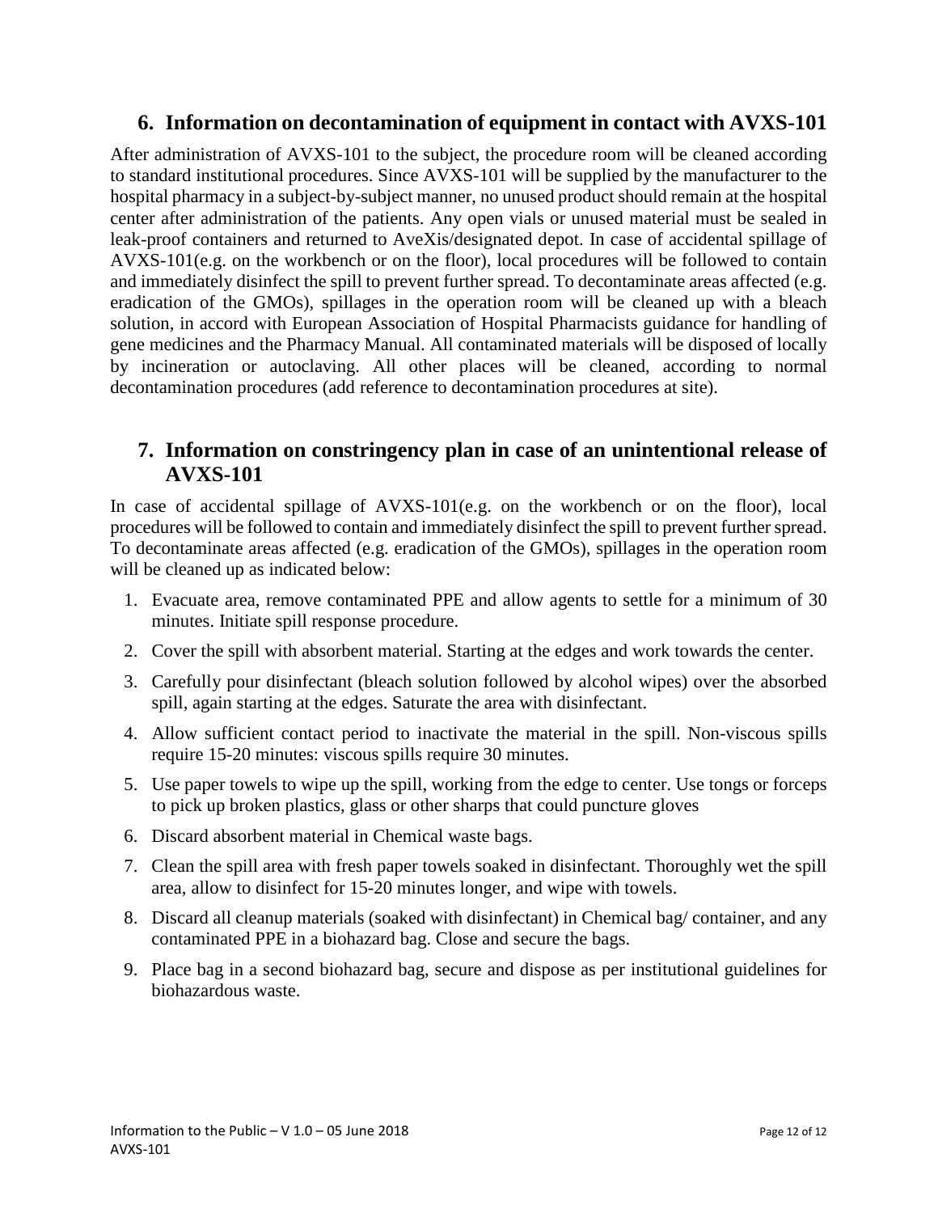## 6. Information on decontamination of equipment in contact with AVXS-101

After administration of AVXS-101 to the subject, the procedure room will be cleaned according to standard institutional procedures. Since AVXS-101 will be supplied by the manufacturer to the hospital pharmacy in a subject-by-subject manner, no unused product should remain at the hospital center after administration of the patients. Any open vials or unused material must be sealed in leak-proof containers and returned to AveXis/designated depot. In case of accidental spillage of AVXS-101(e.g. on the workbench or on the floor), local procedures will be followed to contain and immediately disinfect the spill to prevent further spread. To decontaminate areas affected (e.g. eradication of the GMOs), spillages in the operation room will be cleaned up with a bleach solution, in accord with European Association of Hospital Pharmacists guidance for handling of gene medicines and the Pharmacy Manual. All contaminated materials will be disposed of locally by incineration or autoclaving. All other places will be cleaned, according to normal decontamination procedures (add reference to decontamination procedures at site).

## 7. Information on constringency plan in case of an unintentional release of AVXS-101

In case of accidental spillage of AVXS-101(e.g. on the workbench or on the floor), local procedures will be followed to contain and immediately disinfect the spill to prevent further spread. To decontaminate areas affected (e.g. eradication of the GMOs), spillages in the operation room will be cleaned up as indicated below:

1. Evacuate area, remove contaminated PPE and allow agents to settle for a minimum of 30 minutes. Initiate spill response procedure.
2. Cover the spill with absorbent material. Starting at the edges and work towards the center.
3. Carefully pour disinfectant (bleach solution followed by alcohol wipes) over the absorbed spill, again starting at the edges. Saturate the area with disinfectant.
4. Allow sufficient contact period to inactivate the material in the spill. Non-viscous spills require 15-20 minutes: viscous spills require 30 minutes.
5. Use paper towels to wipe up the spill, working from the edge to center. Use tongs or forceps to pick up broken plastics, glass or other sharps that could puncture gloves
6. Discard absorbent material in Chemical waste bags.
7. Clean the spill area with fresh paper towels soaked in disinfectant. Thoroughly wet the spill area, allow to disinfect for 15-20 minutes longer, and wipe with towels.
8. Discard all cleanup materials (soaked with disinfectant) in Chemical bag/ container, and any contaminated PPE in a biohazard bag. Close and secure the bags.
9. Place bag in a second biohazard bag, secure and dispose as per institutional guidelines for biohazardous waste.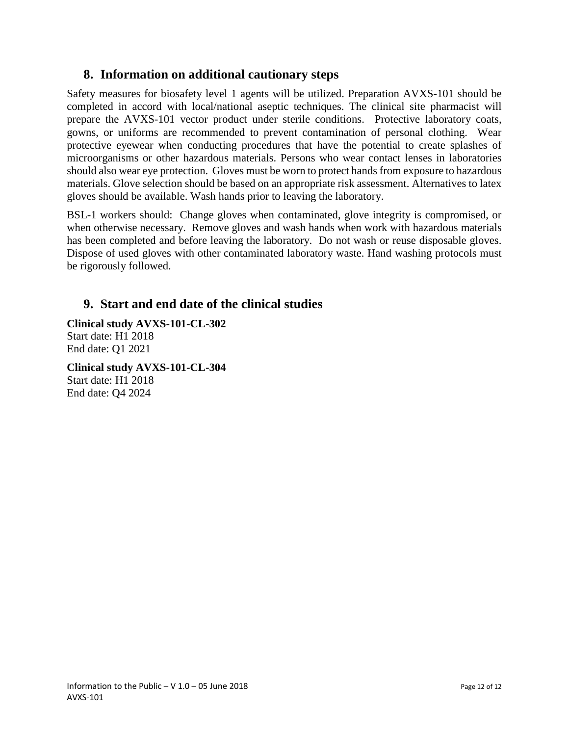## 8. Information on additional cautionary steps

Safety measures for biosafety level 1 agents will be utilized. Preparation AVXS-101 should be completed in accord with local/national aseptic techniques. The clinical site pharmacist will prepare the AVXS-101 vector product under sterile conditions. Protective laboratory coats, gowns, or uniforms are recommended to prevent contamination of personal clothing. Wear protective eyewear when conducting procedures that have the potential to create splashes of microorganisms or other hazardous materials. Persons who wear contact lenses in laboratories should also wear eye protection. Gloves must be worn to protect hands from exposure to hazardous materials. Glove selection should be based on an appropriate risk assessment. Alternatives to latex gloves should be available. Wash hands prior to leaving the laboratory.

BSL-1 workers should: Change gloves when contaminated, glove integrity is compromised, or when otherwise necessary. Remove gloves and wash hands when work with hazardous materials has been completed and before leaving the laboratory. Do not wash or reuse disposable gloves. Dispose of used gloves with other contaminated laboratory waste. Hand washing protocols must be rigorously followed.

## 9. Start and end date of the clinical studies

**Clinical study AVXS-101-CL-302**
Start date: H1 2018
End date: Q1 2021

**Clinical study AVXS-101-CL-304**
Start date: H1 2018
End date: Q4 2024